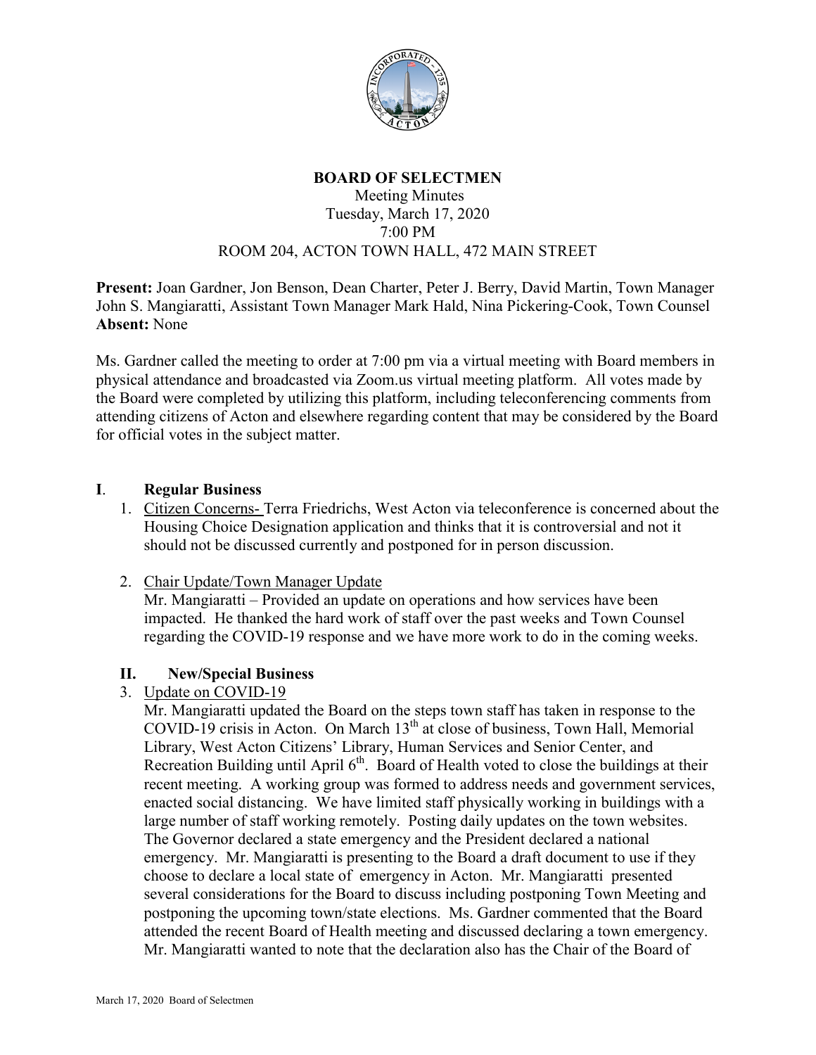# BOARD OF SELECTMEN

Meeting Minutes
Tuesday, March 17, 2020
7:00 PM
ROOM 204, ACTON TOWN HALL, 472 MAIN STREET

**Present:** Joan Gardner, Jon Benson, Dean Charter, Peter J. Berry, David Martin, Town Manager John S. Mangiaratti, Assistant Town Manager Mark Hald, Nina Pickering-Cook, Town Counsel
**Absent:** None

Ms. Gardner called the meeting to order at 7:00 pm via a virtual meeting with Board members in physical attendance and broadcasted via Zoom.us virtual meeting platform. All votes made by the Board were completed by utilizing this platform, including teleconferencing comments from attending citizens of Acton and elsewhere regarding content that may be considered by the Board for official votes in the subject matter.

## I. Regular Business

1. Citizen Concerns- Terra Friedrichs, West Acton via teleconference is concerned about the Housing Choice Designation application and thinks that it is controversial and not it should not be discussed currently and postponed for in person discussion.

2. Chair Update/Town Manager Update
   Mr. Mangiaratti – Provided an update on operations and how services have been impacted. He thanked the hard work of staff over the past weeks and Town Counsel regarding the COVID-19 response and we have more work to do in the coming weeks.

## II. New/Special Business

3. Update on COVID-19
   Mr. Mangiaratti updated the Board on the steps town staff has taken in response to the COVID-19 crisis in Acton. On March 13th at close of business, Town Hall, Memorial Library, West Acton Citizens' Library, Human Services and Senior Center, and Recreation Building until April 6th. Board of Health voted to close the buildings at their recent meeting. A working group was formed to address needs and government services, enacted social distancing. We have limited staff physically working in buildings with a large number of staff working remotely. Posting daily updates on the town websites. The Governor declared a state emergency and the President declared a national emergency. Mr. Mangiaratti is presenting to the Board a draft document to use if they choose to declare a local state of emergency in Acton. Mr. Mangiaratti presented several considerations for the Board to discuss including postponing Town Meeting and postponing the upcoming town/state elections. Ms. Gardner commented that the Board attended the recent Board of Health meeting and discussed declaring a town emergency. Mr. Mangiaratti wanted to note that the declaration also has the Chair of the Board of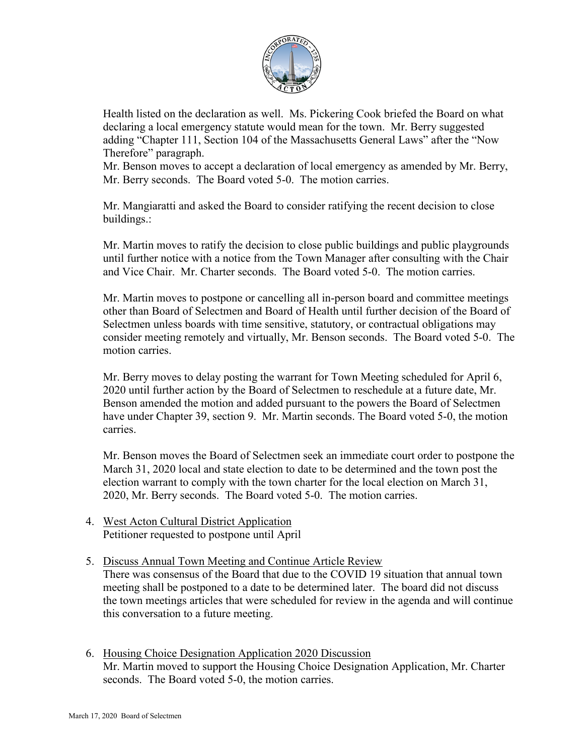Health listed on the declaration as well. Ms. Pickering Cook briefed the Board on what declaring a local emergency statute would mean for the town. Mr. Berry suggested adding "Chapter 111, Section 104 of the Massachusetts General Laws" after the "Now Therefore" paragraph.
Mr. Benson moves to accept a declaration of local emergency as amended by Mr. Berry, Mr. Berry seconds. The Board voted 5-0. The motion carries.

Mr. Mangiaratti and asked the Board to consider ratifying the recent decision to close buildings.:

Mr. Martin moves to ratify the decision to close public buildings and public playgrounds until further notice with a notice from the Town Manager after consulting with the Chair and Vice Chair. Mr. Charter seconds. The Board voted 5-0. The motion carries.

Mr. Martin moves to postpone or cancelling all in-person board and committee meetings other than Board of Selectmen and Board of Health until further decision of the Board of Selectmen unless boards with time sensitive, statutory, or contractual obligations may consider meeting remotely and virtually, Mr. Benson seconds. The Board voted 5-0. The motion carries.

Mr. Berry moves to delay posting the warrant for Town Meeting scheduled for April 6, 2020 until further action by the Board of Selectmen to reschedule at a future date, Mr. Benson amended the motion and added pursuant to the powers the Board of Selectmen have under Chapter 39, section 9. Mr. Martin seconds. The Board voted 5-0, the motion carries.

Mr. Benson moves the Board of Selectmen seek an immediate court order to postpone the March 31, 2020 local and state election to date to be determined and the town post the election warrant to comply with the town charter for the local election on March 31, 2020, Mr. Berry seconds. The Board voted 5-0. The motion carries.

4. West Acton Cultural District Application
   Petitioner requested to postpone until April

5. Discuss Annual Town Meeting and Continue Article Review
   There was consensus of the Board that due to the COVID 19 situation that annual town meeting shall be postponed to a date to be determined later. The board did not discuss the town meetings articles that were scheduled for review in the agenda and will continue this conversation to a future meeting.

6. Housing Choice Designation Application 2020 Discussion
   Mr. Martin moved to support the Housing Choice Designation Application, Mr. Charter seconds. The Board voted 5-0, the motion carries.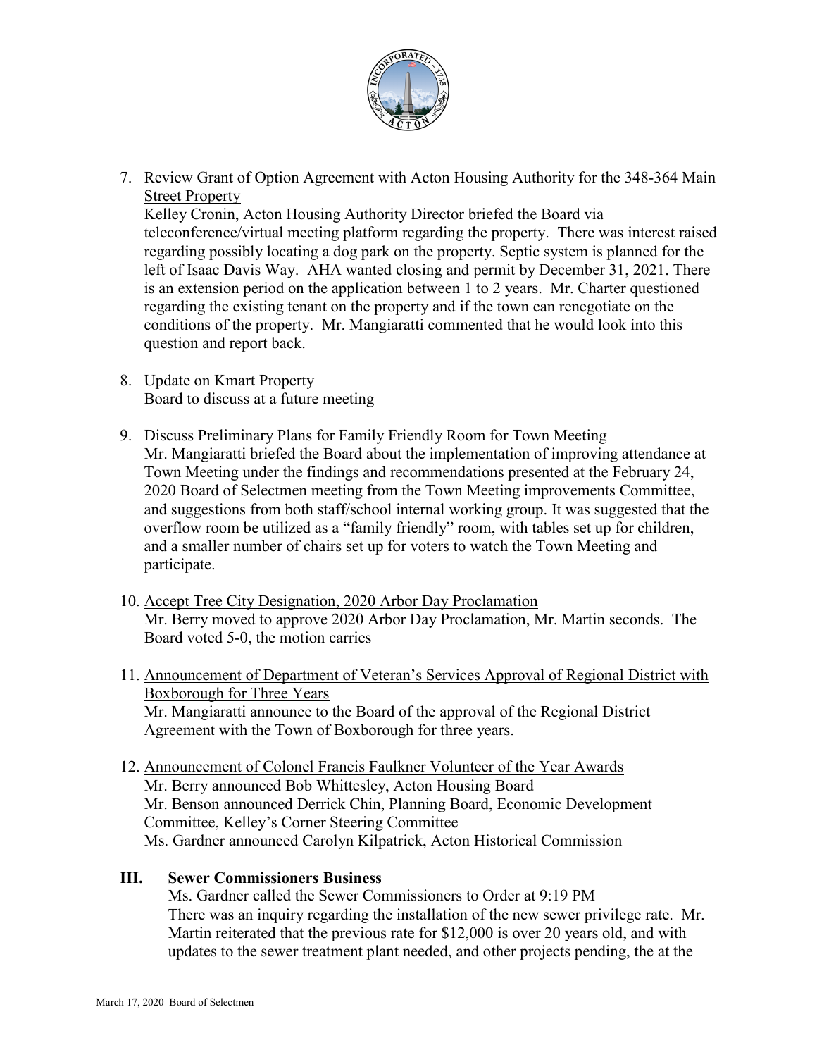7. Review Grant of Option Agreement with Acton Housing Authority for the 348-364 Main Street Property
   Kelley Cronin, Acton Housing Authority Director briefed the Board via teleconference/virtual meeting platform regarding the property. There was interest raised regarding possibly locating a dog park on the property. Septic system is planned for the left of Isaac Davis Way. AHA wanted closing and permit by December 31, 2021. There is an extension period on the application between 1 to 2 years. Mr. Charter questioned regarding the existing tenant on the property and if the town can renegotiate on the conditions of the property. Mr. Mangiaratti commented that he would look into this question and report back.

8. Update on Kmart Property
   Board to discuss at a future meeting

9. Discuss Preliminary Plans for Family Friendly Room for Town Meeting
   Mr. Mangiaratti briefed the Board about the implementation of improving attendance at Town Meeting under the findings and recommendations presented at the February 24, 2020 Board of Selectmen meeting from the Town Meeting improvements Committee, and suggestions from both staff/school internal working group. It was suggested that the overflow room be utilized as a "family friendly" room, with tables set up for children, and a smaller number of chairs set up for voters to watch the Town Meeting and participate.

10. Accept Tree City Designation, 2020 Arbor Day Proclamation
    Mr. Berry moved to approve 2020 Arbor Day Proclamation, Mr. Martin seconds. The Board voted 5-0, the motion carries

11. Announcement of Department of Veteran's Services Approval of Regional District with Boxborough for Three Years
    Mr. Mangiaratti announce to the Board of the approval of the Regional District Agreement with the Town of Boxborough for three years.

12. Announcement of Colonel Francis Faulkner Volunteer of the Year Awards
    Mr. Berry announced Bob Whittesley, Acton Housing Board
    Mr. Benson announced Derrick Chin, Planning Board, Economic Development Committee, Kelley's Corner Steering Committee
    Ms. Gardner announced Carolyn Kilpatrick, Acton Historical Commission

## III. Sewer Commissioners Business

Ms. Gardner called the Sewer Commissioners to Order at 9:19 PM
There was an inquiry regarding the installation of the new sewer privilege rate. Mr. Martin reiterated that the previous rate for $12,000 is over 20 years old, and with updates to the sewer treatment plant needed, and other projects pending, the at the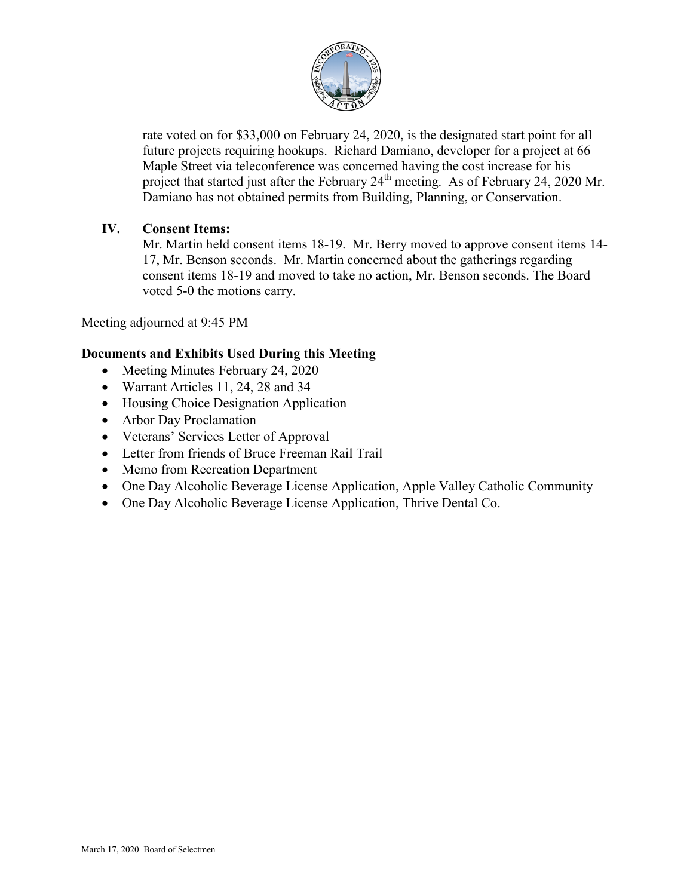rate voted on for $33,000 on February 24, 2020, is the designated start point for all future projects requiring hookups. Richard Damiano, developer for a project at 66 Maple Street via teleconference was concerned having the cost increase for his project that started just after the February 24th meeting. As of February 24, 2020 Mr. Damiano has not obtained permits from Building, Planning, or Conservation.

**IV. Consent Items:**

Mr. Martin held consent items 18-19. Mr. Berry moved to approve consent items 14-17, Mr. Benson seconds. Mr. Martin concerned about the gatherings regarding consent items 18-19 and moved to take no action, Mr. Benson seconds. The Board voted 5-0 the motions carry.

Meeting adjourned at 9:45 PM

**Documents and Exhibits Used During this Meeting**

- Meeting Minutes February 24, 2020
- Warrant Articles 11, 24, 28 and 34
- Housing Choice Designation Application
- Arbor Day Proclamation
- Veterans' Services Letter of Approval
- Letter from friends of Bruce Freeman Rail Trail
- Memo from Recreation Department
- One Day Alcoholic Beverage License Application, Apple Valley Catholic Community
- One Day Alcoholic Beverage License Application, Thrive Dental Co.